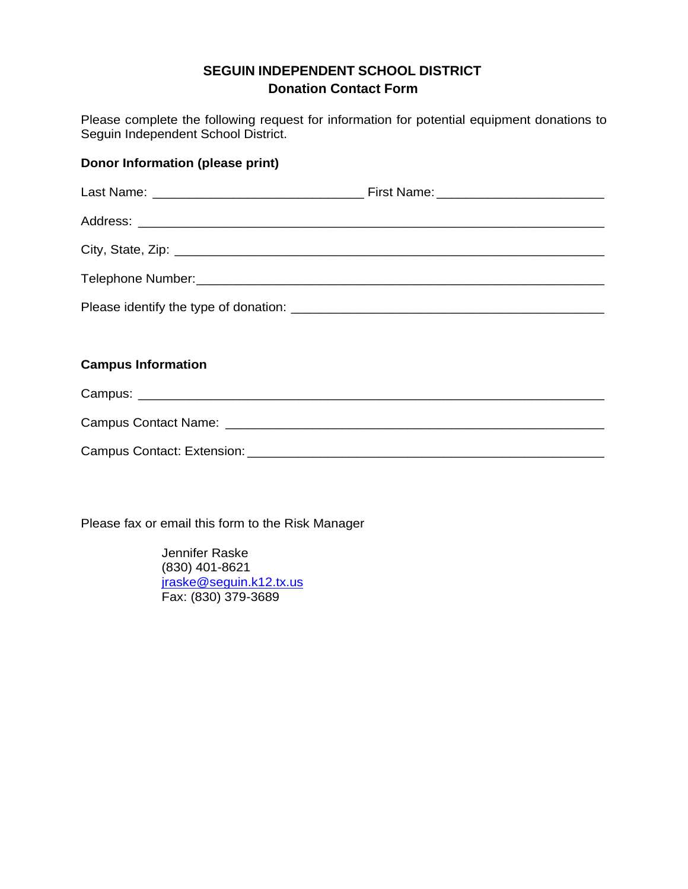# SEGUIN INDEPENDENT SCHOOL DISTRICT
## Donation Contact Form

Please complete the following request for information for potential equipment donations to Seguin Independent School District.

**Donor Information (please print)**

Last Name: ____________________________ First Name: ______________________

Address: _____________________________________________________________

City, State, Zip: ________________________________________________________

Telephone Number:______________________________________________________

Please identify the type of donation: ________________________________________

**Campus Information**

Campus: _____________________________________________________________

Campus Contact Name: __________________________________________________

Campus Contact: Extension: ______________________________________________

Please fax or email this form to the Risk Manager

Jennifer Raske
(830) 401-8621
jraske@seguin.k12.tx.us
Fax: (830) 379-3689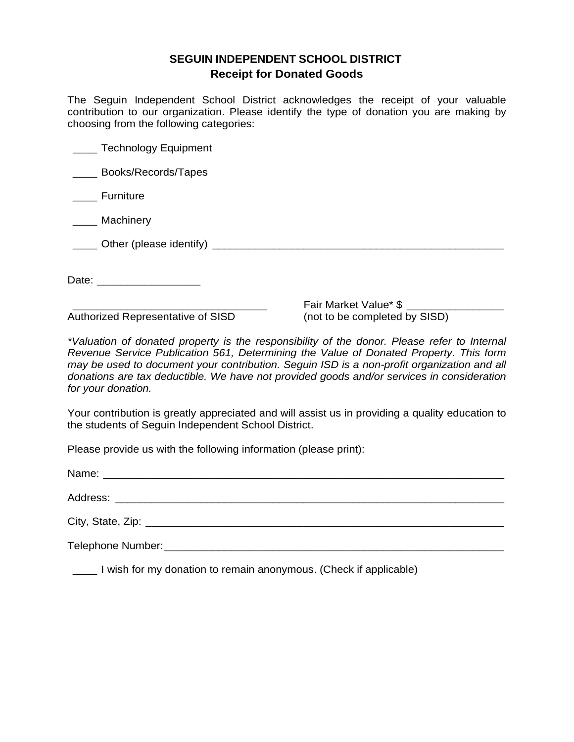**SEGUIN INDEPENDENT SCHOOL DISTRICT**

**Receipt for Donated Goods**

The Seguin Independent School District acknowledges the receipt of your valuable contribution to our organization. Please identify the type of donation you are making by choosing from the following categories:

____ Technology Equipment

____ Books/Records/Tapes

____ Furniture

____ Machinery

____ Other (please identify) _______________________________________________

Date: _________________

_________________________________ Fair Market Value* $ ________________

Authorized Representative of SISD (not to be completed by SISD)

*\*Valuation of donated property is the responsibility of the donor. Please refer to Internal Revenue Service Publication 561, Determining the Value of Donated Property. This form may be used to document your contribution. Seguin ISD is a non-profit organization and all donations are tax deductible. We have not provided goods and/or services in consideration for your donation.*

Your contribution is greatly appreciated and will assist us in providing a quality education to the students of Seguin Independent School District.

Please provide us with the following information (please print):

Name: ____________________________________________________________________

Address: __________________________________________________________________

City, State, Zip: ____________________________________________________________

Telephone Number:__________________________________________________________

____ I wish for my donation to remain anonymous. (Check if applicable)